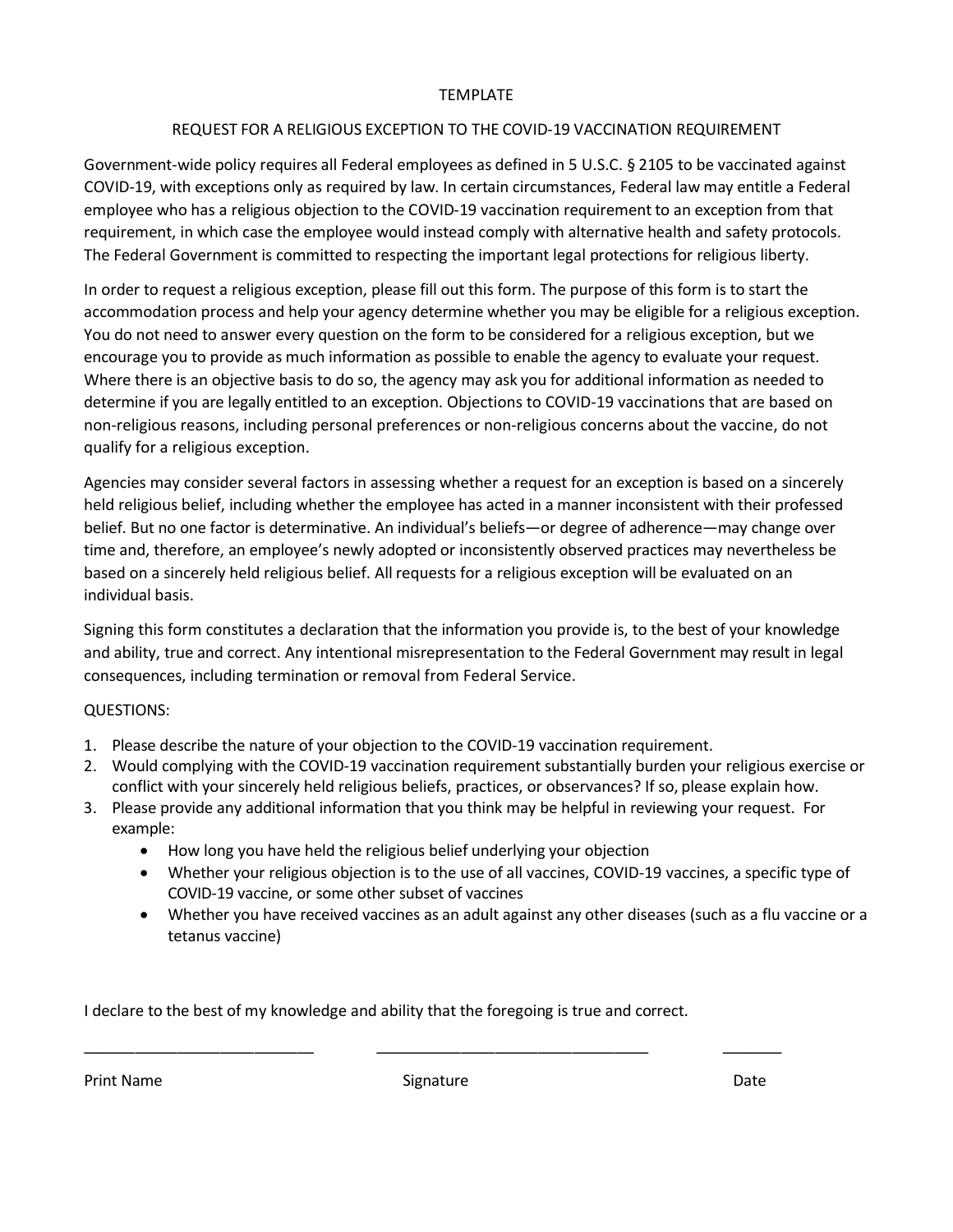TEMPLATE

## REQUEST FOR A RELIGIOUS EXCEPTION TO THE COVID-19 VACCINATION REQUIREMENT

Government-wide policy requires all Federal employees as defined in 5 U.S.C. § 2105 to be vaccinated against COVID-19, with exceptions only as required by law. In certain circumstances, Federal law may entitle a Federal employee who has a religious objection to the COVID-19 vaccination requirement to an exception from that requirement, in which case the employee would instead comply with alternative health and safety protocols. The Federal Government is committed to respecting the important legal protections for religious liberty.

In order to request a religious exception, please fill out this form. The purpose of this form is to start the accommodation process and help your agency determine whether you may be eligible for a religious exception. You do not need to answer every question on the form to be considered for a religious exception, but we encourage you to provide as much information as possible to enable the agency to evaluate your request. Where there is an objective basis to do so, the agency may ask you for additional information as needed to determine if you are legally entitled to an exception. Objections to COVID-19 vaccinations that are based on non-religious reasons, including personal preferences or non-religious concerns about the vaccine, do not qualify for a religious exception.

Agencies may consider several factors in assessing whether a request for an exception is based on a sincerely held religious belief, including whether the employee has acted in a manner inconsistent with their professed belief. But no one factor is determinative. An individual's beliefs—or degree of adherence—may change over time and, therefore, an employee's newly adopted or inconsistently observed practices may nevertheless be based on a sincerely held religious belief. All requests for a religious exception will be evaluated on an individual basis.

Signing this form constitutes a declaration that the information you provide is, to the best of your knowledge and ability, true and correct. Any intentional misrepresentation to the Federal Government may result in legal consequences, including termination or removal from Federal Service.

QUESTIONS:

1. Please describe the nature of your objection to the COVID-19 vaccination requirement.
2. Would complying with the COVID-19 vaccination requirement substantially burden your religious exercise or conflict with your sincerely held religious beliefs, practices, or observances? If so, please explain how.
3. Please provide any additional information that you think may be helpful in reviewing your request. For example:
   - How long you have held the religious belief underlying your objection
   - Whether your religious objection is to the use of all vaccines, COVID-19 vaccines, a specific type of COVID-19 vaccine, or some other subset of vaccines
   - Whether you have received vaccines as an adult against any other diseases (such as a flu vaccine or a tetanus vaccine)

I declare to the best of my knowledge and ability that the foregoing is true and correct.

| ___________________________ | ________________________________ | _______ |
|---|---|---|
| Print Name | Signature | Date |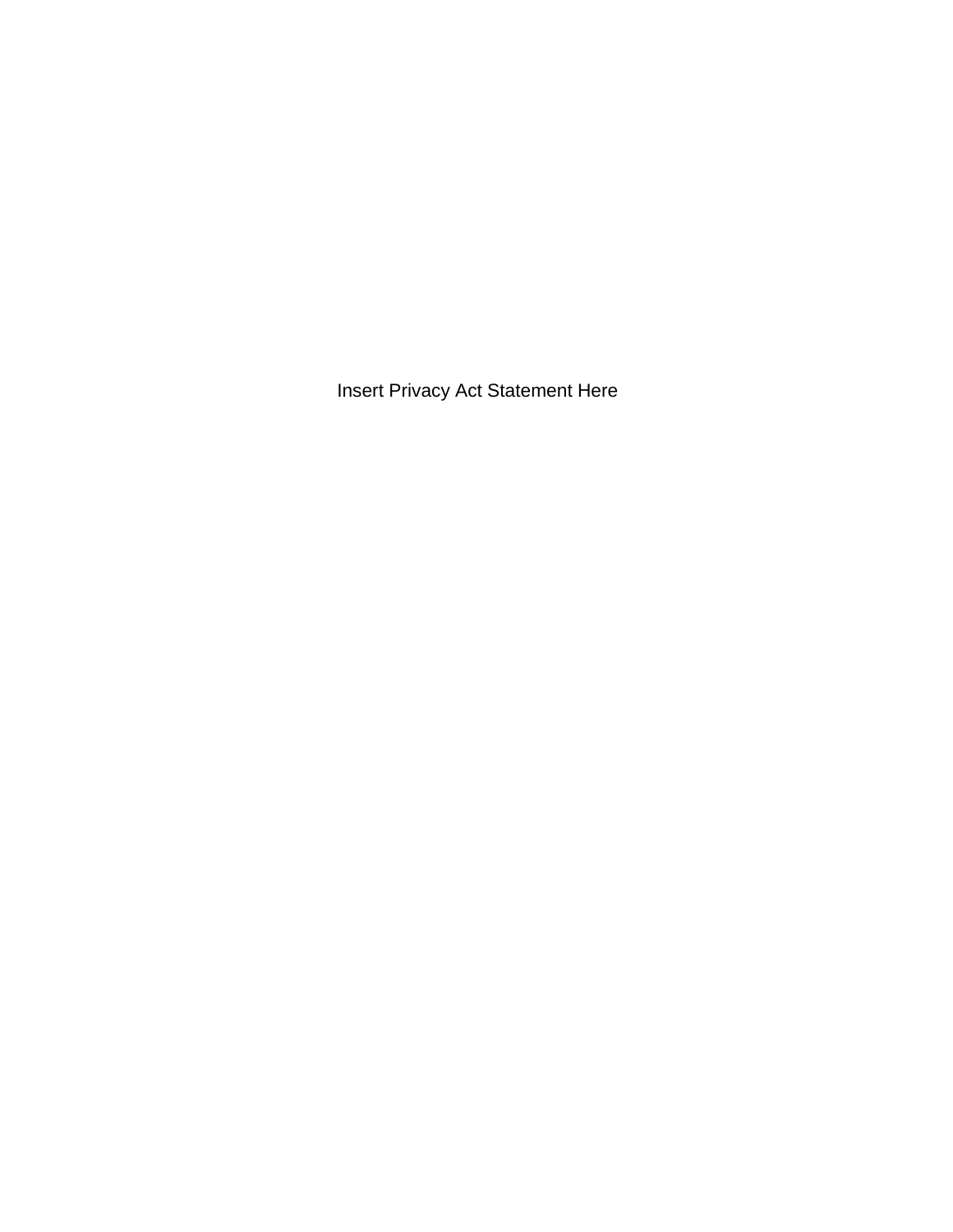Insert Privacy Act Statement Here